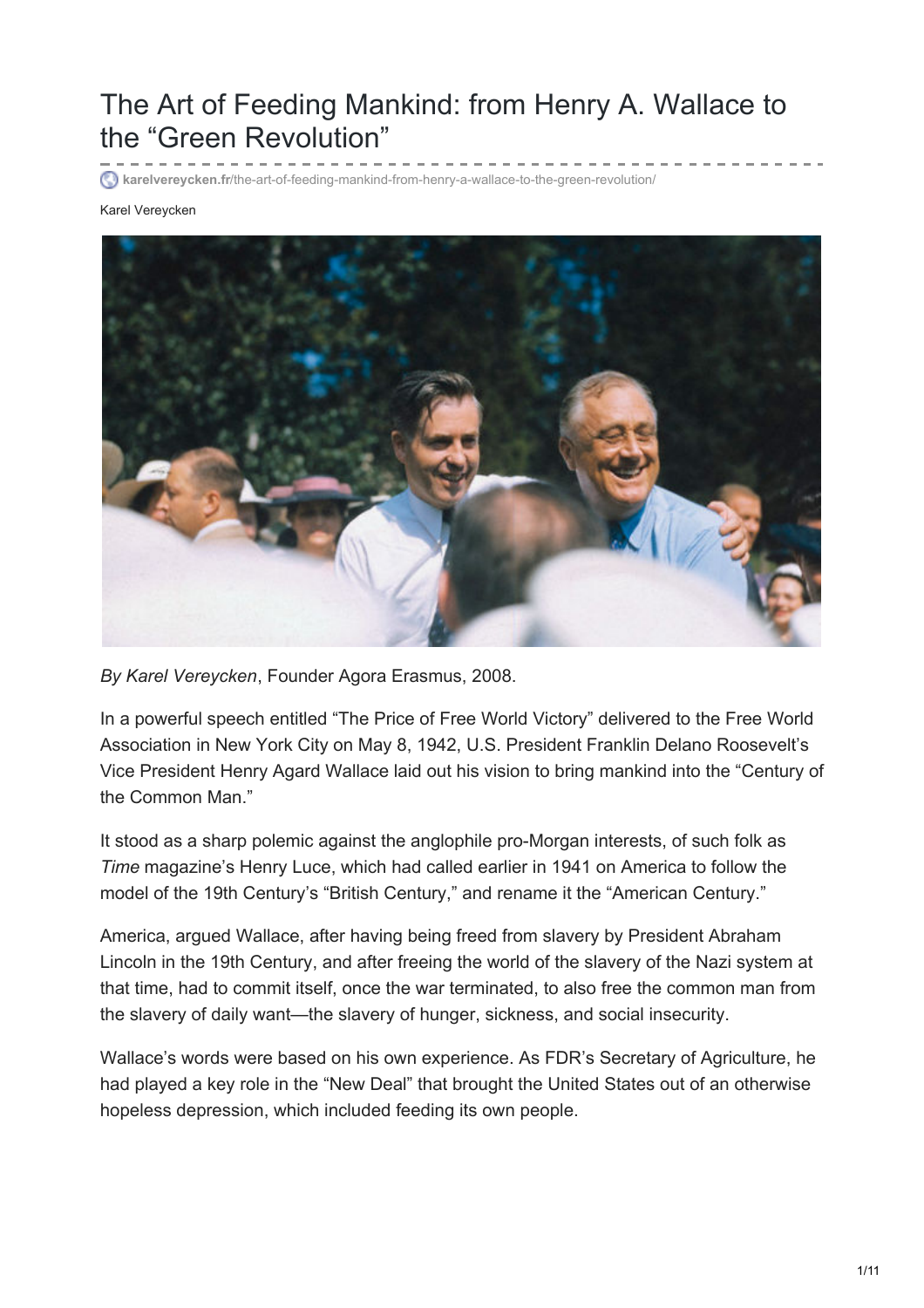# The Art of Feeding Mankind: from Henry A. Wallace to the "Green Revolution"

karelvereycken.fr/the-art-of-feeding-mankind-from-henry-a-wallace-to-the-green-revolution/

Karel Vereycken

*By Karel Vereycken*, Founder Agora Erasmus, 2008.

In a powerful speech entitled "The Price of Free World Victory" delivered to the Free World Association in New York City on May 8, 1942, U.S. President Franklin Delano Roosevelt's Vice President Henry Agard Wallace laid out his vision to bring mankind into the "Century of the Common Man."

It stood as a sharp polemic against the anglophile pro-Morgan interests, of such folk as *Time* magazine's Henry Luce, which had called earlier in 1941 on America to follow the model of the 19th Century's "British Century," and rename it the "American Century."

America, argued Wallace, after having being freed from slavery by President Abraham Lincoln in the 19th Century, and after freeing the world of the slavery of the Nazi system at that time, had to commit itself, once the war terminated, to also free the common man from the slavery of daily want—the slavery of hunger, sickness, and social insecurity.

Wallace's words were based on his own experience. As FDR's Secretary of Agriculture, he had played a key role in the "New Deal" that brought the United States out of an otherwise hopeless depression, which included feeding its own people.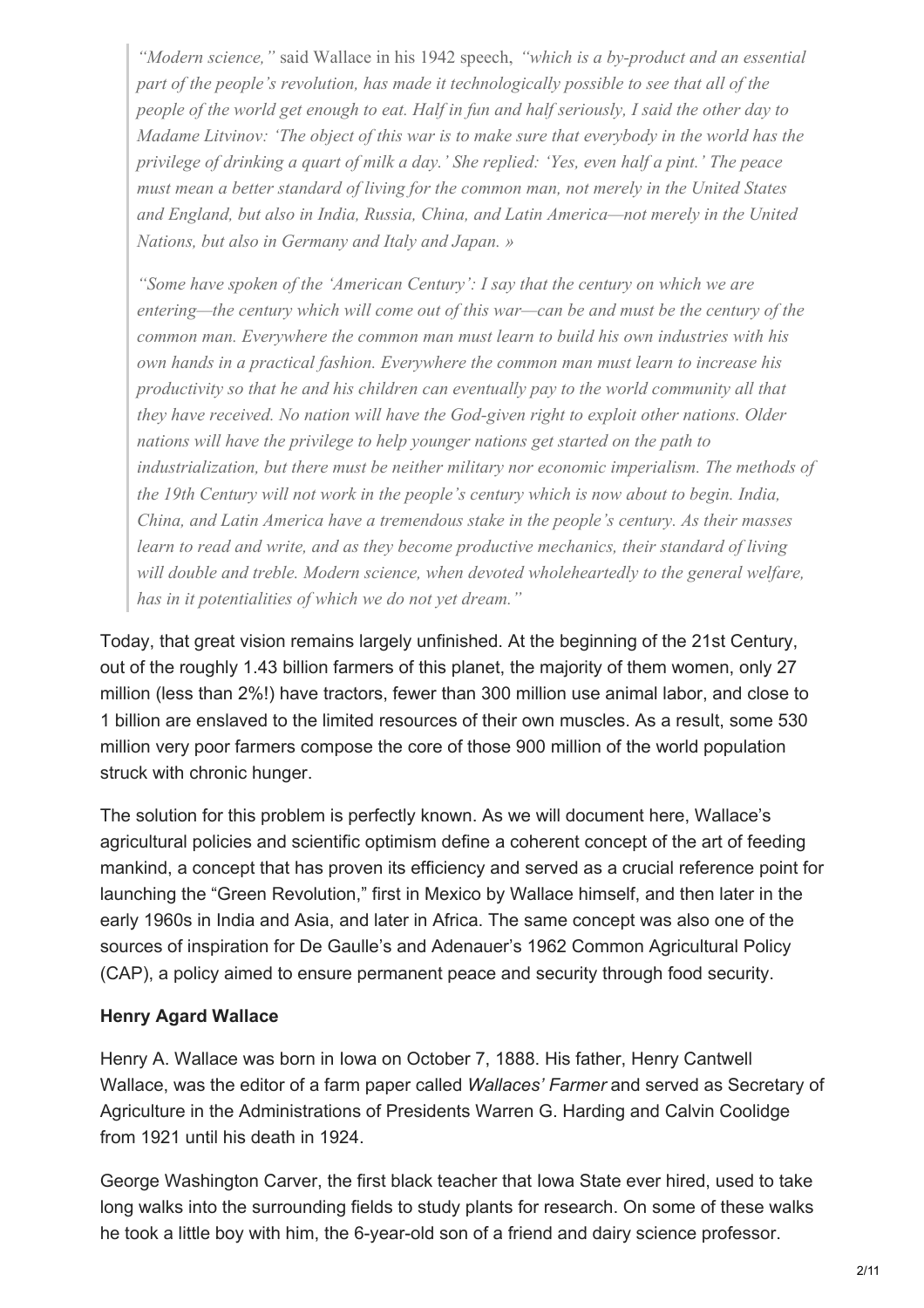> *"Modern science,"* said Wallace in his 1942 speech, *"which is a by-product and an essential part of the people's revolution, has made it technologically possible to see that all of the people of the world get enough to eat. Half in fun and half seriously, I said the other day to Madame Litvinov: 'The object of this war is to make sure that everybody in the world has the privilege of drinking a quart of milk a day.' She replied: 'Yes, even half a pint.' The peace must mean a better standard of living for the common man, not merely in the United States and England, but also in India, Russia, China, and Latin America—not merely in the United Nations, but also in Germany and Italy and Japan. »*
>
> *"Some have spoken of the 'American Century': I say that the century on which we are entering—the century which will come out of this war—can be and must be the century of the common man. Everywhere the common man must learn to build his own industries with his own hands in a practical fashion. Everywhere the common man must learn to increase his productivity so that he and his children can eventually pay to the world community all that they have received. No nation will have the God-given right to exploit other nations. Older nations will have the privilege to help younger nations get started on the path to industrialization, but there must be neither military nor economic imperialism. The methods of the 19th Century will not work in the people's century which is now about to begin. India, China, and Latin America have a tremendous stake in the people's century. As their masses learn to read and write, and as they become productive mechanics, their standard of living will double and treble. Modern science, when devoted wholeheartedly to the general welfare, has in it potentialities of which we do not yet dream."*

Today, that great vision remains largely unfinished. At the beginning of the 21st Century, out of the roughly 1.43 billion farmers of this planet, the majority of them women, only 27 million (less than 2%!) have tractors, fewer than 300 million use animal labor, and close to 1 billion are enslaved to the limited resources of their own muscles. As a result, some 530 million very poor farmers compose the core of those 900 million of the world population struck with chronic hunger.

The solution for this problem is perfectly known. As we will document here, Wallace's agricultural policies and scientific optimism define a coherent concept of the art of feeding mankind, a concept that has proven its efficiency and served as a crucial reference point for launching the "Green Revolution," first in Mexico by Wallace himself, and then later in the early 1960s in India and Asia, and later in Africa. The same concept was also one of the sources of inspiration for De Gaulle's and Adenauer's 1962 Common Agricultural Policy (CAP), a policy aimed to ensure permanent peace and security through food security.

### Henry Agard Wallace

Henry A. Wallace was born in Iowa on October 7, 1888. His father, Henry Cantwell Wallace, was the editor of a farm paper called *Wallaces' Farmer* and served as Secretary of Agriculture in the Administrations of Presidents Warren G. Harding and Calvin Coolidge from 1921 until his death in 1924.

George Washington Carver, the first black teacher that Iowa State ever hired, used to take long walks into the surrounding fields to study plants for research. On some of these walks he took a little boy with him, the 6-year-old son of a friend and dairy science professor.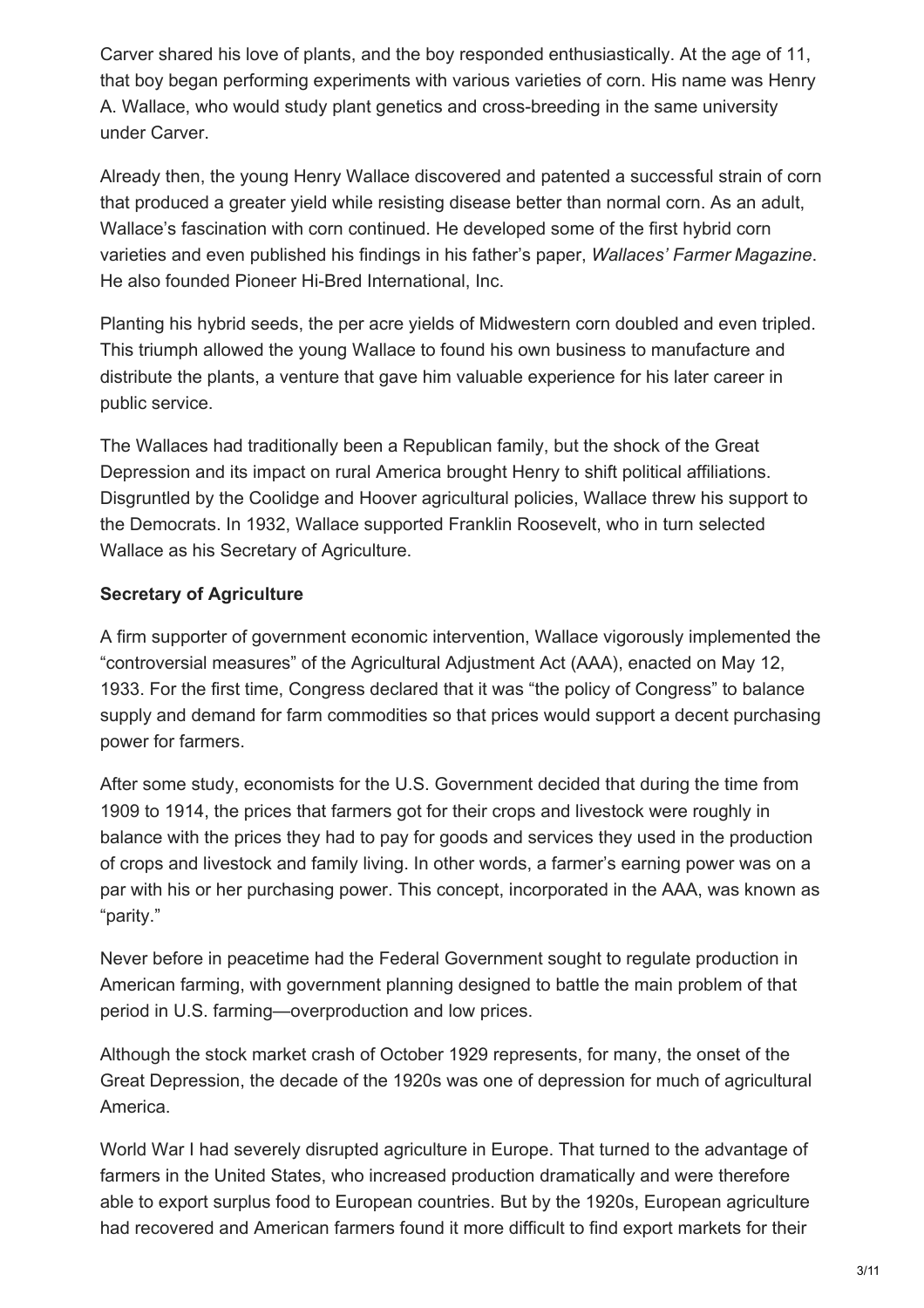Carver shared his love of plants, and the boy responded enthusiastically. At the age of 11, that boy began performing experiments with various varieties of corn. His name was Henry A. Wallace, who would study plant genetics and cross-breeding in the same university under Carver.

Already then, the young Henry Wallace discovered and patented a successful strain of corn that produced a greater yield while resisting disease better than normal corn. As an adult, Wallace's fascination with corn continued. He developed some of the first hybrid corn varieties and even published his findings in his father's paper, *Wallaces' Farmer Magazine*. He also founded Pioneer Hi-Bred International, Inc.

Planting his hybrid seeds, the per acre yields of Midwestern corn doubled and even tripled. This triumph allowed the young Wallace to found his own business to manufacture and distribute the plants, a venture that gave him valuable experience for his later career in public service.

The Wallaces had traditionally been a Republican family, but the shock of the Great Depression and its impact on rural America brought Henry to shift political affiliations. Disgruntled by the Coolidge and Hoover agricultural policies, Wallace threw his support to the Democrats. In 1932, Wallace supported Franklin Roosevelt, who in turn selected Wallace as his Secretary of Agriculture.

**Secretary of Agriculture**

A firm supporter of government economic intervention, Wallace vigorously implemented the "controversial measures" of the Agricultural Adjustment Act (AAA), enacted on May 12, 1933. For the first time, Congress declared that it was "the policy of Congress" to balance supply and demand for farm commodities so that prices would support a decent purchasing power for farmers.

After some study, economists for the U.S. Government decided that during the time from 1909 to 1914, the prices that farmers got for their crops and livestock were roughly in balance with the prices they had to pay for goods and services they used in the production of crops and livestock and family living. In other words, a farmer's earning power was on a par with his or her purchasing power. This concept, incorporated in the AAA, was known as "parity."

Never before in peacetime had the Federal Government sought to regulate production in American farming, with government planning designed to battle the main problem of that period in U.S. farming—overproduction and low prices.

Although the stock market crash of October 1929 represents, for many, the onset of the Great Depression, the decade of the 1920s was one of depression for much of agricultural America.

World War I had severely disrupted agriculture in Europe. That turned to the advantage of farmers in the United States, who increased production dramatically and were therefore able to export surplus food to European countries. But by the 1920s, European agriculture had recovered and American farmers found it more difficult to find export markets for their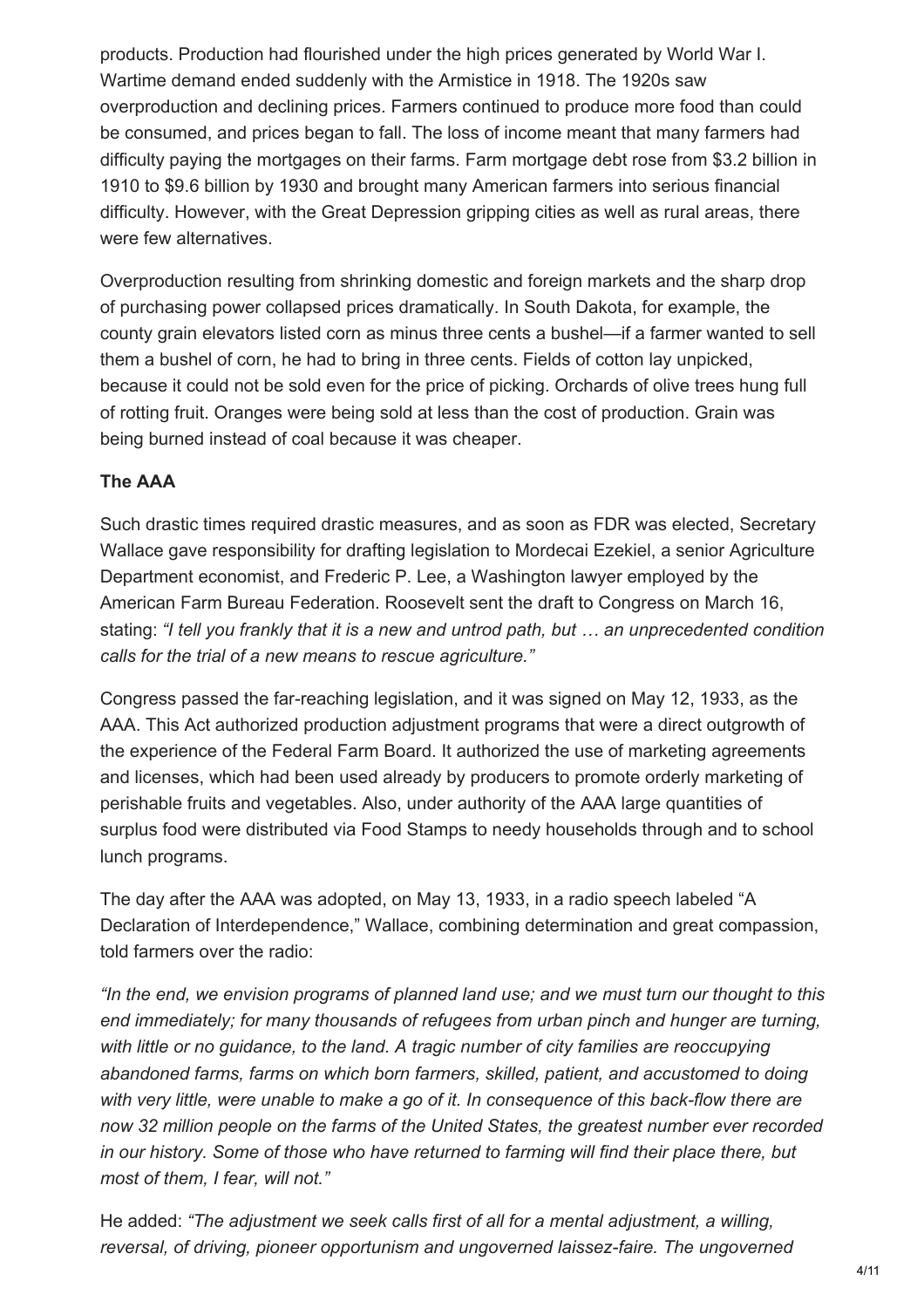products. Production had flourished under the high prices generated by World War I. Wartime demand ended suddenly with the Armistice in 1918. The 1920s saw overproduction and declining prices. Farmers continued to produce more food than could be consumed, and prices began to fall. The loss of income meant that many farmers had difficulty paying the mortgages on their farms. Farm mortgage debt rose from $3.2 billion in 1910 to $9.6 billion by 1930 and brought many American farmers into serious financial difficulty. However, with the Great Depression gripping cities as well as rural areas, there were few alternatives.

Overproduction resulting from shrinking domestic and foreign markets and the sharp drop of purchasing power collapsed prices dramatically. In South Dakota, for example, the county grain elevators listed corn as minus three cents a bushel—if a farmer wanted to sell them a bushel of corn, he had to bring in three cents. Fields of cotton lay unpicked, because it could not be sold even for the price of picking. Orchards of olive trees hung full of rotting fruit. Oranges were being sold at less than the cost of production. Grain was being burned instead of coal because it was cheaper.

**The AAA**

Such drastic times required drastic measures, and as soon as FDR was elected, Secretary Wallace gave responsibility for drafting legislation to Mordecai Ezekiel, a senior Agriculture Department economist, and Frederic P. Lee, a Washington lawyer employed by the American Farm Bureau Federation. Roosevelt sent the draft to Congress on March 16, stating: *"I tell you frankly that it is a new and untrod path, but … an unprecedented condition calls for the trial of a new means to rescue agriculture."*

Congress passed the far-reaching legislation, and it was signed on May 12, 1933, as the AAA. This Act authorized production adjustment programs that were a direct outgrowth of the experience of the Federal Farm Board. It authorized the use of marketing agreements and licenses, which had been used already by producers to promote orderly marketing of perishable fruits and vegetables. Also, under authority of the AAA large quantities of surplus food were distributed via Food Stamps to needy households through and to school lunch programs.

The day after the AAA was adopted, on May 13, 1933, in a radio speech labeled "A Declaration of Interdependence," Wallace, combining determination and great compassion, told farmers over the radio:

*"In the end, we envision programs of planned land use; and we must turn our thought to this end immediately; for many thousands of refugees from urban pinch and hunger are turning, with little or no guidance, to the land. A tragic number of city families are reoccupying abandoned farms, farms on which born farmers, skilled, patient, and accustomed to doing with very little, were unable to make a go of it. In consequence of this back-flow there are now 32 million people on the farms of the United States, the greatest number ever recorded in our history. Some of those who have returned to farming will find their place there, but most of them, I fear, will not."*

He added: *"The adjustment we seek calls first of all for a mental adjustment, a willing, reversal, of driving, pioneer opportunism and ungoverned laissez-faire. The ungoverned*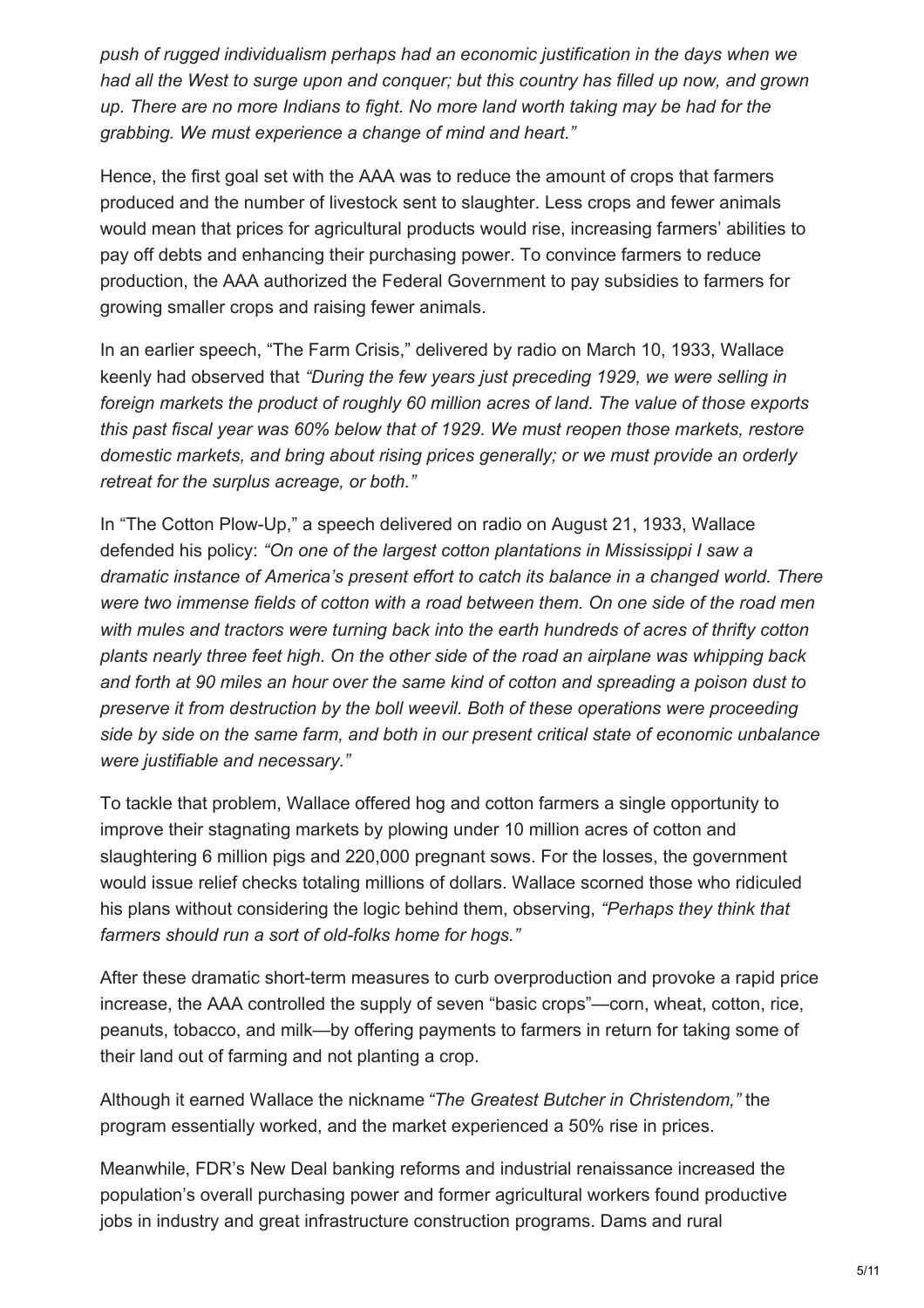*push of rugged individualism perhaps had an economic justification in the days when we had all the West to surge upon and conquer; but this country has filled up now, and grown up. There are no more Indians to fight. No more land worth taking may be had for the grabbing. We must experience a change of mind and heart."*

Hence, the first goal set with the AAA was to reduce the amount of crops that farmers produced and the number of livestock sent to slaughter. Less crops and fewer animals would mean that prices for agricultural products would rise, increasing farmers' abilities to pay off debts and enhancing their purchasing power. To convince farmers to reduce production, the AAA authorized the Federal Government to pay subsidies to farmers for growing smaller crops and raising fewer animals.

In an earlier speech, "The Farm Crisis," delivered by radio on March 10, 1933, Wallace keenly had observed that *"During the few years just preceding 1929, we were selling in foreign markets the product of roughly 60 million acres of land. The value of those exports this past fiscal year was 60% below that of 1929. We must reopen those markets, restore domestic markets, and bring about rising prices generally; or we must provide an orderly retreat for the surplus acreage, or both."*

In "The Cotton Plow-Up," a speech delivered on radio on August 21, 1933, Wallace defended his policy: *"On one of the largest cotton plantations in Mississippi I saw a dramatic instance of America's present effort to catch its balance in a changed world. There were two immense fields of cotton with a road between them. On one side of the road men with mules and tractors were turning back into the earth hundreds of acres of thrifty cotton plants nearly three feet high. On the other side of the road an airplane was whipping back and forth at 90 miles an hour over the same kind of cotton and spreading a poison dust to preserve it from destruction by the boll weevil. Both of these operations were proceeding side by side on the same farm, and both in our present critical state of economic unbalance were justifiable and necessary."*

To tackle that problem, Wallace offered hog and cotton farmers a single opportunity to improve their stagnating markets by plowing under 10 million acres of cotton and slaughtering 6 million pigs and 220,000 pregnant sows. For the losses, the government would issue relief checks totaling millions of dollars. Wallace scorned those who ridiculed his plans without considering the logic behind them, observing, *"Perhaps they think that farmers should run a sort of old-folks home for hogs."*

After these dramatic short-term measures to curb overproduction and provoke a rapid price increase, the AAA controlled the supply of seven "basic crops"—corn, wheat, cotton, rice, peanuts, tobacco, and milk—by offering payments to farmers in return for taking some of their land out of farming and not planting a crop.

Although it earned Wallace the nickname *"The Greatest Butcher in Christendom,"* the program essentially worked, and the market experienced a 50% rise in prices.

Meanwhile, FDR's New Deal banking reforms and industrial renaissance increased the population's overall purchasing power and former agricultural workers found productive jobs in industry and great infrastructure construction programs. Dams and rural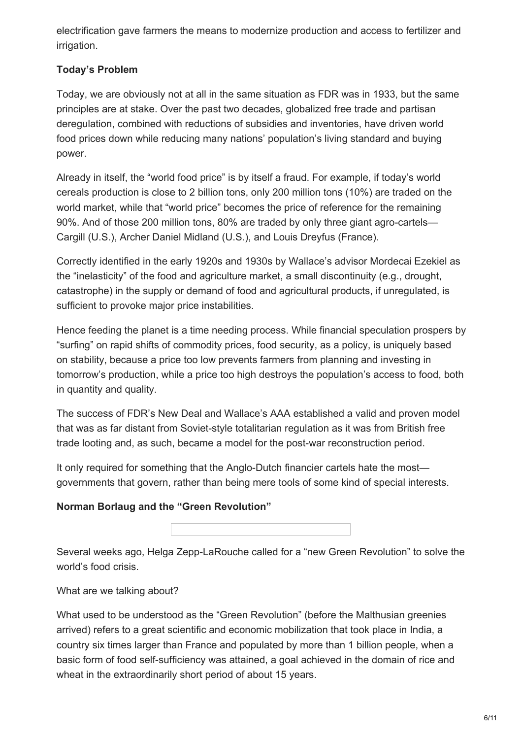electrification gave farmers the means to modernize production and access to fertilizer and irrigation.

### Today's Problem

Today, we are obviously not at all in the same situation as FDR was in 1933, but the same principles are at stake. Over the past two decades, globalized free trade and partisan deregulation, combined with reductions of subsidies and inventories, have driven world food prices down while reducing many nations' population's living standard and buying power.

Already in itself, the "world food price" is by itself a fraud. For example, if today's world cereals production is close to 2 billion tons, only 200 million tons (10%) are traded on the world market, while that "world price" becomes the price of reference for the remaining 90%. And of those 200 million tons, 80% are traded by only three giant agro-cartels—Cargill (U.S.), Archer Daniel Midland (U.S.), and Louis Dreyfus (France).

Correctly identified in the early 1920s and 1930s by Wallace's advisor Mordecai Ezekiel as the "inelasticity" of the food and agriculture market, a small discontinuity (e.g., drought, catastrophe) in the supply or demand of food and agricultural products, if unregulated, is sufficient to provoke major price instabilities.

Hence feeding the planet is a time needing process. While financial speculation prospers by "surfing" on rapid shifts of commodity prices, food security, as a policy, is uniquely based on stability, because a price too low prevents farmers from planning and investing in tomorrow's production, while a price too high destroys the population's access to food, both in quantity and quality.

The success of FDR's New Deal and Wallace's AAA established a valid and proven model that was as far distant from Soviet-style totalitarian regulation as it was from British free trade looting and, as such, became a model for the post-war reconstruction period.

It only required for something that the Anglo-Dutch financier cartels hate the most—governments that govern, rather than being mere tools of some kind of special interests.

### Norman Borlaug and the "Green Revolution"

Several weeks ago, Helga Zepp-LaRouche called for a "new Green Revolution" to solve the world's food crisis.

What are we talking about?

What used to be understood as the "Green Revolution" (before the Malthusian greenies arrived) refers to a great scientific and economic mobilization that took place in India, a country six times larger than France and populated by more than 1 billion people, when a basic form of food self-sufficiency was attained, a goal achieved in the domain of rice and wheat in the extraordinarily short period of about 15 years.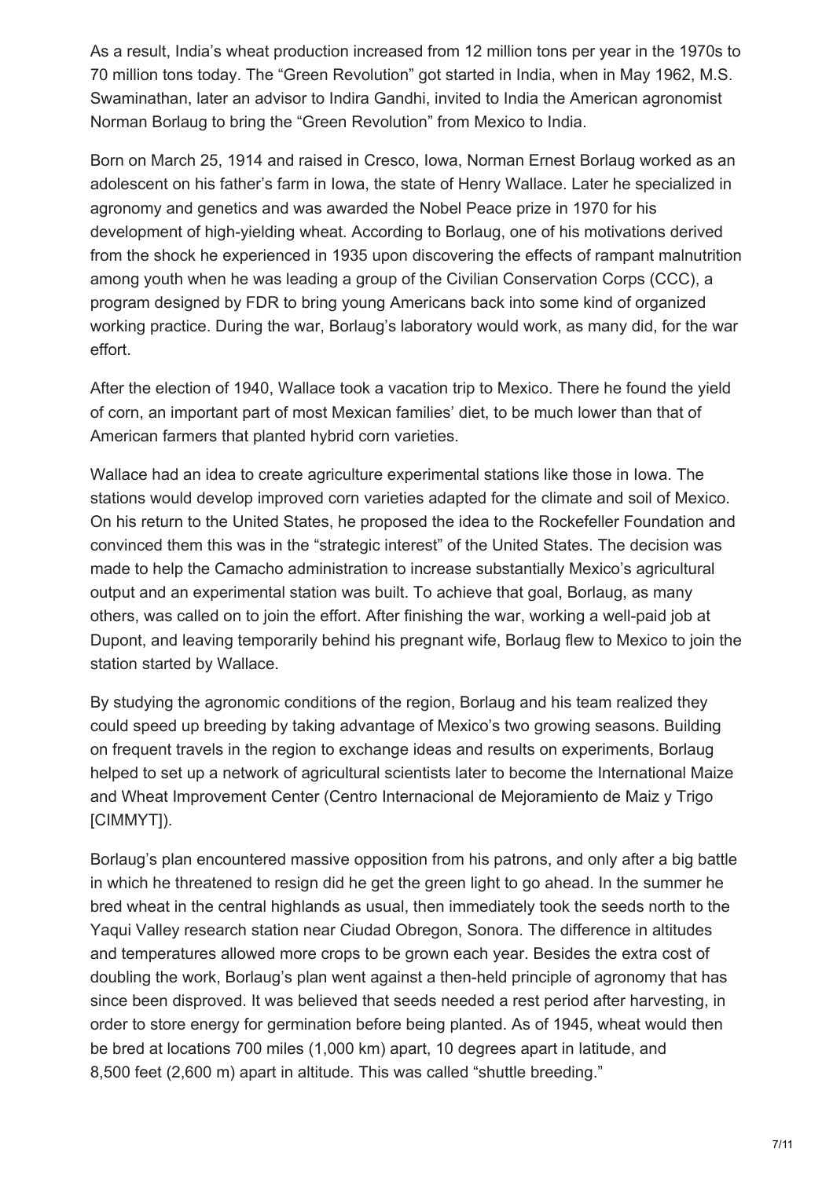As a result, India's wheat production increased from 12 million tons per year in the 1970s to 70 million tons today. The "Green Revolution" got started in India, when in May 1962, M.S. Swaminathan, later an advisor to Indira Gandhi, invited to India the American agronomist Norman Borlaug to bring the "Green Revolution" from Mexico to India.

Born on March 25, 1914 and raised in Cresco, Iowa, Norman Ernest Borlaug worked as an adolescent on his father's farm in Iowa, the state of Henry Wallace. Later he specialized in agronomy and genetics and was awarded the Nobel Peace prize in 1970 for his development of high-yielding wheat. According to Borlaug, one of his motivations derived from the shock he experienced in 1935 upon discovering the effects of rampant malnutrition among youth when he was leading a group of the Civilian Conservation Corps (CCC), a program designed by FDR to bring young Americans back into some kind of organized working practice. During the war, Borlaug's laboratory would work, as many did, for the war effort.

After the election of 1940, Wallace took a vacation trip to Mexico. There he found the yield of corn, an important part of most Mexican families' diet, to be much lower than that of American farmers that planted hybrid corn varieties.

Wallace had an idea to create agriculture experimental stations like those in Iowa. The stations would develop improved corn varieties adapted for the climate and soil of Mexico. On his return to the United States, he proposed the idea to the Rockefeller Foundation and convinced them this was in the "strategic interest" of the United States. The decision was made to help the Camacho administration to increase substantially Mexico's agricultural output and an experimental station was built. To achieve that goal, Borlaug, as many others, was called on to join the effort. After finishing the war, working a well-paid job at Dupont, and leaving temporarily behind his pregnant wife, Borlaug flew to Mexico to join the station started by Wallace.

By studying the agronomic conditions of the region, Borlaug and his team realized they could speed up breeding by taking advantage of Mexico's two growing seasons. Building on frequent travels in the region to exchange ideas and results on experiments, Borlaug helped to set up a network of agricultural scientists later to become the International Maize and Wheat Improvement Center (Centro Internacional de Mejoramiento de Maiz y Trigo [CIMMYT]).

Borlaug's plan encountered massive opposition from his patrons, and only after a big battle in which he threatened to resign did he get the green light to go ahead. In the summer he bred wheat in the central highlands as usual, then immediately took the seeds north to the Yaqui Valley research station near Ciudad Obregon, Sonora. The difference in altitudes and temperatures allowed more crops to be grown each year. Besides the extra cost of doubling the work, Borlaug's plan went against a then-held principle of agronomy that has since been disproved. It was believed that seeds needed a rest period after harvesting, in order to store energy for germination before being planted. As of 1945, wheat would then be bred at locations 700 miles (1,000 km) apart, 10 degrees apart in latitude, and 8,500 feet (2,600 m) apart in altitude. This was called "shuttle breeding."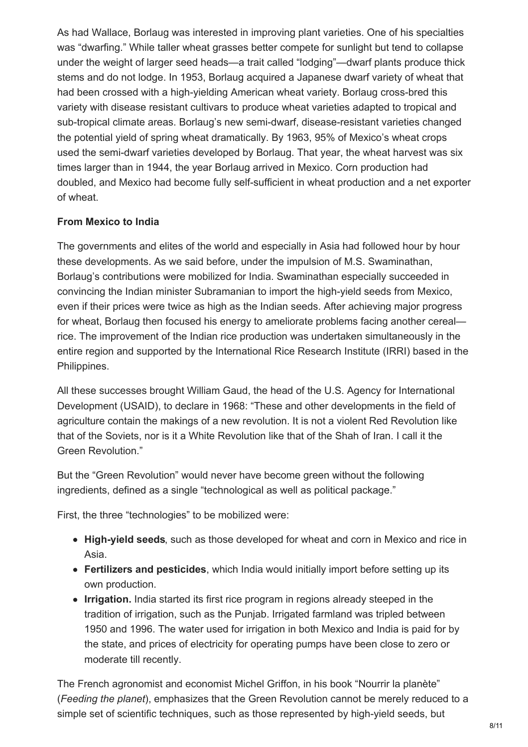As had Wallace, Borlaug was interested in improving plant varieties. One of his specialties was "dwarfing." While taller wheat grasses better compete for sunlight but tend to collapse under the weight of larger seed heads—a trait called "lodging"—dwarf plants produce thick stems and do not lodge. In 1953, Borlaug acquired a Japanese dwarf variety of wheat that had been crossed with a high-yielding American wheat variety. Borlaug cross-bred this variety with disease resistant cultivars to produce wheat varieties adapted to tropical and sub-tropical climate areas. Borlaug's new semi-dwarf, disease-resistant varieties changed the potential yield of spring wheat dramatically. By 1963, 95% of Mexico's wheat crops used the semi-dwarf varieties developed by Borlaug. That year, the wheat harvest was six times larger than in 1944, the year Borlaug arrived in Mexico. Corn production had doubled, and Mexico had become fully self-sufficient in wheat production and a net exporter of wheat.

**From Mexico to India**

The governments and elites of the world and especially in Asia had followed hour by hour these developments. As we said before, under the impulsion of M.S. Swaminathan, Borlaug's contributions were mobilized for India. Swaminathan especially succeeded in convincing the Indian minister Subramanian to import the high-yield seeds from Mexico, even if their prices were twice as high as the Indian seeds. After achieving major progress for wheat, Borlaug then focused his energy to ameliorate problems facing another cereal—rice. The improvement of the Indian rice production was undertaken simultaneously in the entire region and supported by the International Rice Research Institute (IRRI) based in the Philippines.

All these successes brought William Gaud, the head of the U.S. Agency for International Development (USAID), to declare in 1968: "These and other developments in the field of agriculture contain the makings of a new revolution. It is not a violent Red Revolution like that of the Soviets, nor is it a White Revolution like that of the Shah of Iran. I call it the Green Revolution."

But the "Green Revolution" would never have become green without the following ingredients, defined as a single "technological as well as political package."

First, the three "technologies" to be mobilized were:

- **High-yield seeds**, such as those developed for wheat and corn in Mexico and rice in Asia.
- **Fertilizers and pesticides**, which India would initially import before setting up its own production.
- **Irrigation.** India started its first rice program in regions already steeped in the tradition of irrigation, such as the Punjab. Irrigated farmland was tripled between 1950 and 1996. The water used for irrigation in both Mexico and India is paid for by the state, and prices of electricity for operating pumps have been close to zero or moderate till recently.

The French agronomist and economist Michel Griffon, in his book "Nourrir la planète" (*Feeding the planet*), emphasizes that the Green Revolution cannot be merely reduced to a simple set of scientific techniques, such as those represented by high-yield seeds, but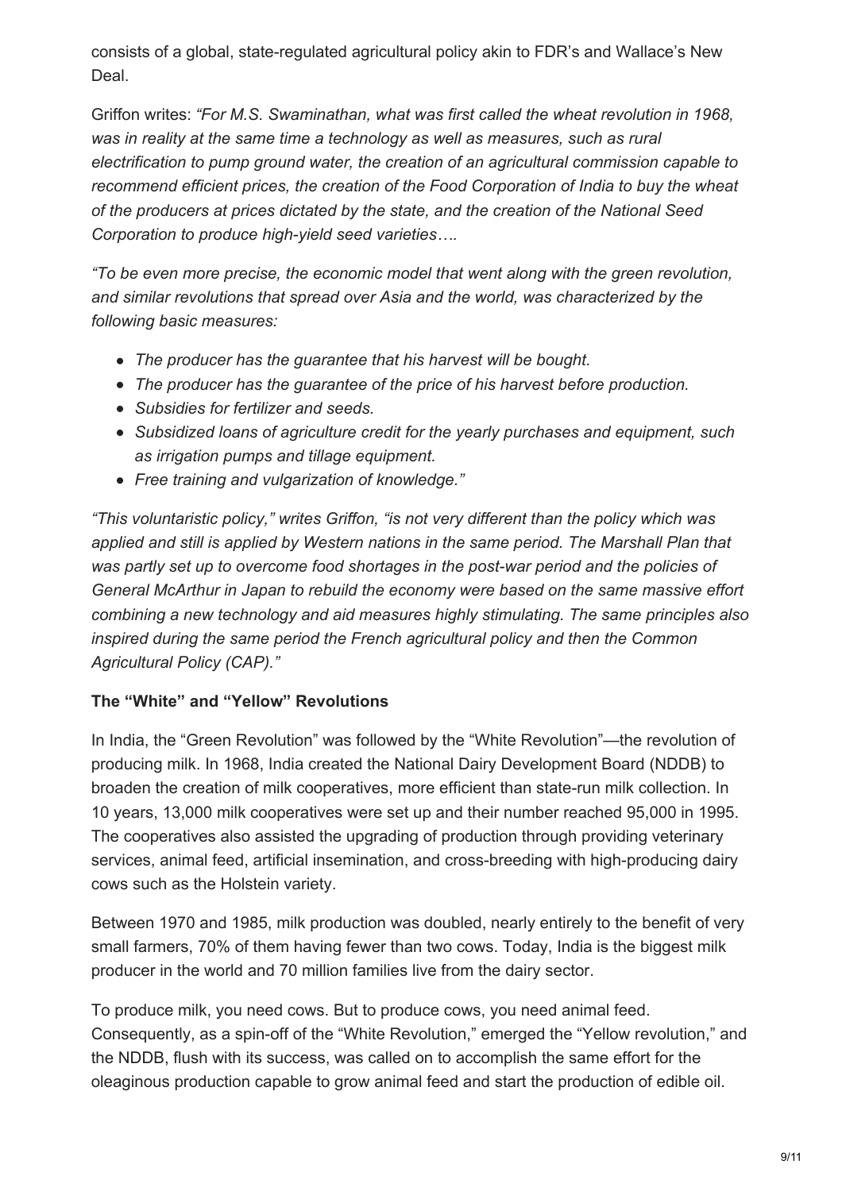consists of a global, state-regulated agricultural policy akin to FDR's and Wallace's New Deal.

Griffon writes: *"For M.S. Swaminathan, what was first called the wheat revolution in 1968, was in reality at the same time a technology as well as measures, such as rural electrification to pump ground water, the creation of an agricultural commission capable to recommend efficient prices, the creation of the Food Corporation of India to buy the wheat of the producers at prices dictated by the state, and the creation of the National Seed Corporation to produce high-yield seed varieties….*

*"To be even more precise, the economic model that went along with the green revolution, and similar revolutions that spread over Asia and the world, was characterized by the following basic measures:*

- *The producer has the guarantee that his harvest will be bought.*
- *The producer has the guarantee of the price of his harvest before production.*
- *Subsidies for fertilizer and seeds.*
- *Subsidized loans of agriculture credit for the yearly purchases and equipment, such as irrigation pumps and tillage equipment.*
- *Free training and vulgarization of knowledge."*

*"This voluntaristic policy," writes Griffon, "is not very different than the policy which was applied and still is applied by Western nations in the same period. The Marshall Plan that was partly set up to overcome food shortages in the post-war period and the policies of General McArthur in Japan to rebuild the economy were based on the same massive effort combining a new technology and aid measures highly stimulating. The same principles also inspired during the same period the French agricultural policy and then the Common Agricultural Policy (CAP)."*

**The "White" and "Yellow" Revolutions**

In India, the "Green Revolution" was followed by the "White Revolution"—the revolution of producing milk. In 1968, India created the National Dairy Development Board (NDDB) to broaden the creation of milk cooperatives, more efficient than state-run milk collection. In 10 years, 13,000 milk cooperatives were set up and their number reached 95,000 in 1995. The cooperatives also assisted the upgrading of production through providing veterinary services, animal feed, artificial insemination, and cross-breeding with high-producing dairy cows such as the Holstein variety.

Between 1970 and 1985, milk production was doubled, nearly entirely to the benefit of very small farmers, 70% of them having fewer than two cows. Today, India is the biggest milk producer in the world and 70 million families live from the dairy sector.

To produce milk, you need cows. But to produce cows, you need animal feed. Consequently, as a spin-off of the "White Revolution," emerged the "Yellow revolution," and the NDDB, flush with its success, was called on to accomplish the same effort for the oleaginous production capable to grow animal feed and start the production of edible oil.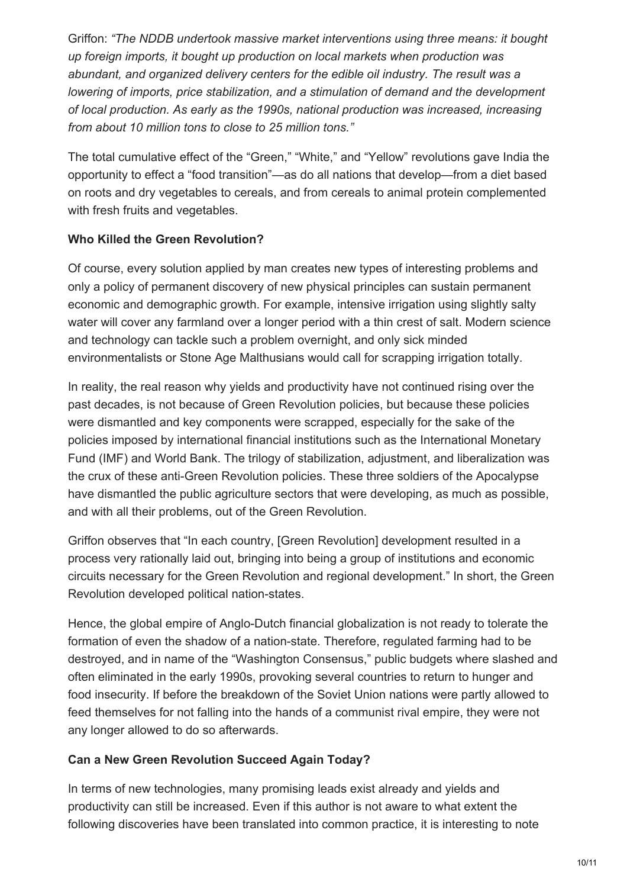Griffon: *"The NDDB undertook massive market interventions using three means: it bought up foreign imports, it bought up production on local markets when production was abundant, and organized delivery centers for the edible oil industry. The result was a lowering of imports, price stabilization, and a stimulation of demand and the development of local production. As early as the 1990s, national production was increased, increasing from about 10 million tons to close to 25 million tons."*

The total cumulative effect of the "Green," "White," and "Yellow" revolutions gave India the opportunity to effect a "food transition"—as do all nations that develop—from a diet based on roots and dry vegetables to cereals, and from cereals to animal protein complemented with fresh fruits and vegetables.

**Who Killed the Green Revolution?**

Of course, every solution applied by man creates new types of interesting problems and only a policy of permanent discovery of new physical principles can sustain permanent economic and demographic growth. For example, intensive irrigation using slightly salty water will cover any farmland over a longer period with a thin crest of salt. Modern science and technology can tackle such a problem overnight, and only sick minded environmentalists or Stone Age Malthusians would call for scrapping irrigation totally.

In reality, the real reason why yields and productivity have not continued rising over the past decades, is not because of Green Revolution policies, but because these policies were dismantled and key components were scrapped, especially for the sake of the policies imposed by international financial institutions such as the International Monetary Fund (IMF) and World Bank. The trilogy of stabilization, adjustment, and liberalization was the crux of these anti-Green Revolution policies. These three soldiers of the Apocalypse have dismantled the public agriculture sectors that were developing, as much as possible, and with all their problems, out of the Green Revolution.

Griffon observes that "In each country, [Green Revolution] development resulted in a process very rationally laid out, bringing into being a group of institutions and economic circuits necessary for the Green Revolution and regional development." In short, the Green Revolution developed political nation-states.

Hence, the global empire of Anglo-Dutch financial globalization is not ready to tolerate the formation of even the shadow of a nation-state. Therefore, regulated farming had to be destroyed, and in name of the "Washington Consensus," public budgets where slashed and often eliminated in the early 1990s, provoking several countries to return to hunger and food insecurity. If before the breakdown of the Soviet Union nations were partly allowed to feed themselves for not falling into the hands of a communist rival empire, they were not any longer allowed to do so afterwards.

**Can a New Green Revolution Succeed Again Today?**

In terms of new technologies, many promising leads exist already and yields and productivity can still be increased. Even if this author is not aware to what extent the following discoveries have been translated into common practice, it is interesting to note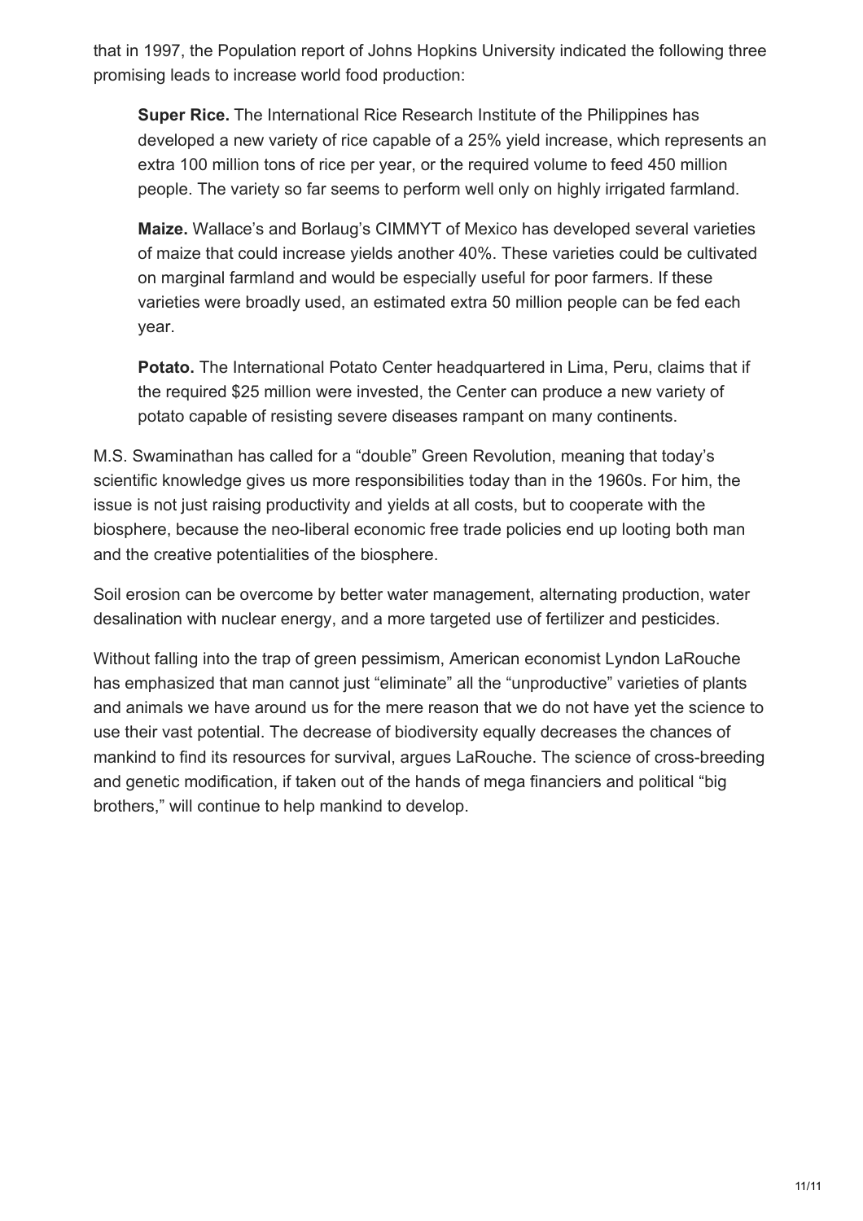that in 1997, the Population report of Johns Hopkins University indicated the following three promising leads to increase world food production:

> **Super Rice.** The International Rice Research Institute of the Philippines has developed a new variety of rice capable of a 25% yield increase, which represents an extra 100 million tons of rice per year, or the required volume to feed 450 million people. The variety so far seems to perform well only on highly irrigated farmland.
>
> **Maize.** Wallace's and Borlaug's CIMMYT of Mexico has developed several varieties of maize that could increase yields another 40%. These varieties could be cultivated on marginal farmland and would be especially useful for poor farmers. If these varieties were broadly used, an estimated extra 50 million people can be fed each year.
>
> **Potato.** The International Potato Center headquartered in Lima, Peru, claims that if the required $25 million were invested, the Center can produce a new variety of potato capable of resisting severe diseases rampant on many continents.

M.S. Swaminathan has called for a "double" Green Revolution, meaning that today's scientific knowledge gives us more responsibilities today than in the 1960s. For him, the issue is not just raising productivity and yields at all costs, but to cooperate with the biosphere, because the neo-liberal economic free trade policies end up looting both man and the creative potentialities of the biosphere.

Soil erosion can be overcome by better water management, alternating production, water desalination with nuclear energy, and a more targeted use of fertilizer and pesticides.

Without falling into the trap of green pessimism, American economist Lyndon LaRouche has emphasized that man cannot just "eliminate" all the "unproductive" varieties of plants and animals we have around us for the mere reason that we do not have yet the science to use their vast potential. The decrease of biodiversity equally decreases the chances of mankind to find its resources for survival, argues LaRouche. The science of cross-breeding and genetic modification, if taken out of the hands of mega financiers and political "big brothers," will continue to help mankind to develop.